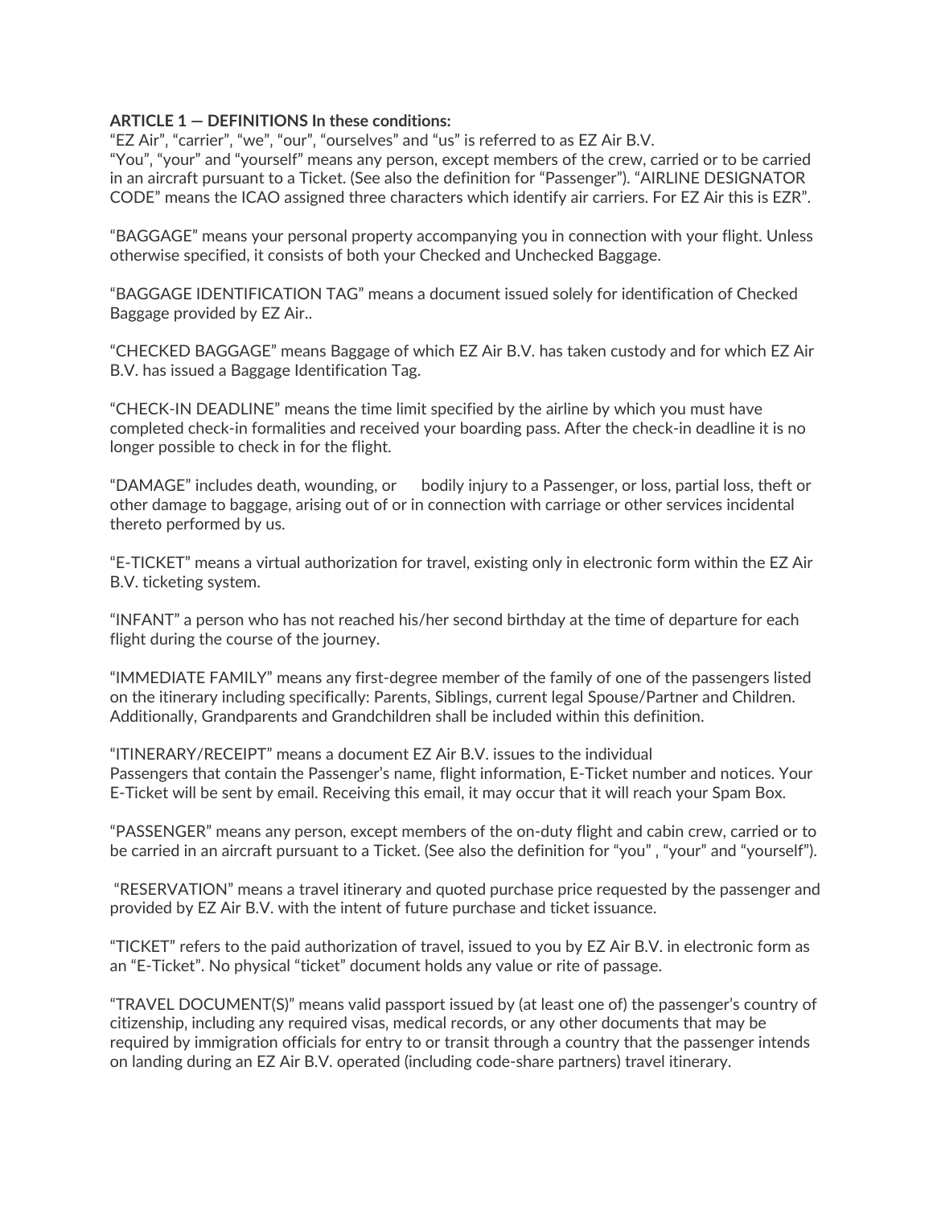**ARTICLE 1 — DEFINITIONS In these conditions:**
"EZ Air", "carrier", "we", "our", "ourselves" and "us" is referred to as EZ Air B.V.
"You", "your" and "yourself" means any person, except members of the crew, carried or to be carried in an aircraft pursuant to a Ticket. (See also the definition for "Passenger"). "AIRLINE DESIGNATOR CODE" means the ICAO assigned three characters which identify air carriers. For EZ Air this is EZR".

"BAGGAGE" means your personal property accompanying you in connection with your flight. Unless otherwise specified, it consists of both your Checked and Unchecked Baggage.

"BAGGAGE IDENTIFICATION TAG" means a document issued solely for identification of Checked Baggage provided by EZ Air..

"CHECKED BAGGAGE" means Baggage of which EZ Air B.V. has taken custody and for which EZ Air B.V. has issued a Baggage Identification Tag.

"CHECK-IN DEADLINE" means the time limit specified by the airline by which you must have completed check-in formalities and received your boarding pass. After the check-in deadline it is no longer possible to check in for the flight.

"DAMAGE" includes death, wounding, or bodily injury to a Passenger, or loss, partial loss, theft or other damage to baggage, arising out of or in connection with carriage or other services incidental thereto performed by us.

"E-TICKET" means a virtual authorization for travel, existing only in electronic form within the EZ Air B.V. ticketing system.

"INFANT" a person who has not reached his/her second birthday at the time of departure for each flight during the course of the journey.

"IMMEDIATE FAMILY" means any first-degree member of the family of one of the passengers listed on the itinerary including specifically: Parents, Siblings, current legal Spouse/Partner and Children. Additionally, Grandparents and Grandchildren shall be included within this definition.

"ITINERARY/RECEIPT" means a document EZ Air B.V. issues to the individual Passengers that contain the Passenger's name, flight information, E-Ticket number and notices. Your E-Ticket will be sent by email. Receiving this email, it may occur that it will reach your Spam Box.

"PASSENGER" means any person, except members of the on-duty flight and cabin crew, carried or to be carried in an aircraft pursuant to a Ticket. (See also the definition for "you" , "your" and "yourself").

"RESERVATION" means a travel itinerary and quoted purchase price requested by the passenger and provided by EZ Air B.V. with the intent of future purchase and ticket issuance.

"TICKET" refers to the paid authorization of travel, issued to you by EZ Air B.V. in electronic form as an "E-Ticket". No physical "ticket" document holds any value or rite of passage.

"TRAVEL DOCUMENT(S)" means valid passport issued by (at least one of) the passenger's country of citizenship, including any required visas, medical records, or any other documents that may be required by immigration officials for entry to or transit through a country that the passenger intends on landing during an EZ Air B.V. operated (including code-share partners) travel itinerary.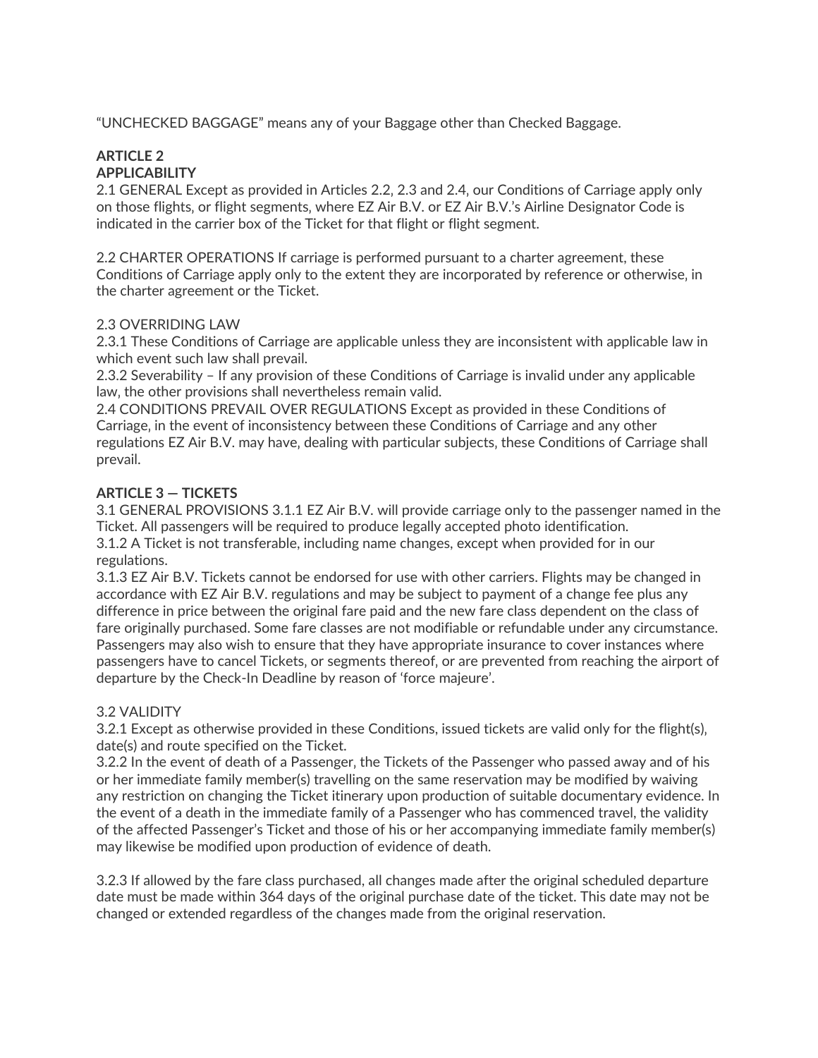"UNCHECKED BAGGAGE" means any of your Baggage other than Checked Baggage.

**ARTICLE 2**
**APPLICABILITY**

2.1 GENERAL Except as provided in Articles 2.2, 2.3 and 2.4, our Conditions of Carriage apply only on those flights, or flight segments, where EZ Air B.V. or EZ Air B.V.'s Airline Designator Code is indicated in the carrier box of the Ticket for that flight or flight segment.

2.2 CHARTER OPERATIONS If carriage is performed pursuant to a charter agreement, these Conditions of Carriage apply only to the extent they are incorporated by reference or otherwise, in the charter agreement or the Ticket.

2.3 OVERRIDING LAW
2.3.1 These Conditions of Carriage are applicable unless they are inconsistent with applicable law in which event such law shall prevail.
2.3.2 Severability – If any provision of these Conditions of Carriage is invalid under any applicable law, the other provisions shall nevertheless remain valid.
2.4 CONDITIONS PREVAIL OVER REGULATIONS Except as provided in these Conditions of Carriage, in the event of inconsistency between these Conditions of Carriage and any other regulations EZ Air B.V. may have, dealing with particular subjects, these Conditions of Carriage shall prevail.

**ARTICLE 3 — TICKETS**

3.1 GENERAL PROVISIONS 3.1.1 EZ Air B.V. will provide carriage only to the passenger named in the Ticket. All passengers will be required to produce legally accepted photo identification.
3.1.2 A Ticket is not transferable, including name changes, except when provided for in our regulations.
3.1.3 EZ Air B.V. Tickets cannot be endorsed for use with other carriers. Flights may be changed in accordance with EZ Air B.V. regulations and may be subject to payment of a change fee plus any difference in price between the original fare paid and the new fare class dependent on the class of fare originally purchased. Some fare classes are not modifiable or refundable under any circumstance. Passengers may also wish to ensure that they have appropriate insurance to cover instances where passengers have to cancel Tickets, or segments thereof, or are prevented from reaching the airport of departure by the Check-In Deadline by reason of 'force majeure'.

3.2 VALIDITY
3.2.1 Except as otherwise provided in these Conditions, issued tickets are valid only for the flight(s), date(s) and route specified on the Ticket.
3.2.2 In the event of death of a Passenger, the Tickets of the Passenger who passed away and of his or her immediate family member(s) travelling on the same reservation may be modified by waiving any restriction on changing the Ticket itinerary upon production of suitable documentary evidence. In the event of a death in the immediate family of a Passenger who has commenced travel, the validity of the affected Passenger's Ticket and those of his or her accompanying immediate family member(s) may likewise be modified upon production of evidence of death.

3.2.3 If allowed by the fare class purchased, all changes made after the original scheduled departure date must be made within 364 days of the original purchase date of the ticket. This date may not be changed or extended regardless of the changes made from the original reservation.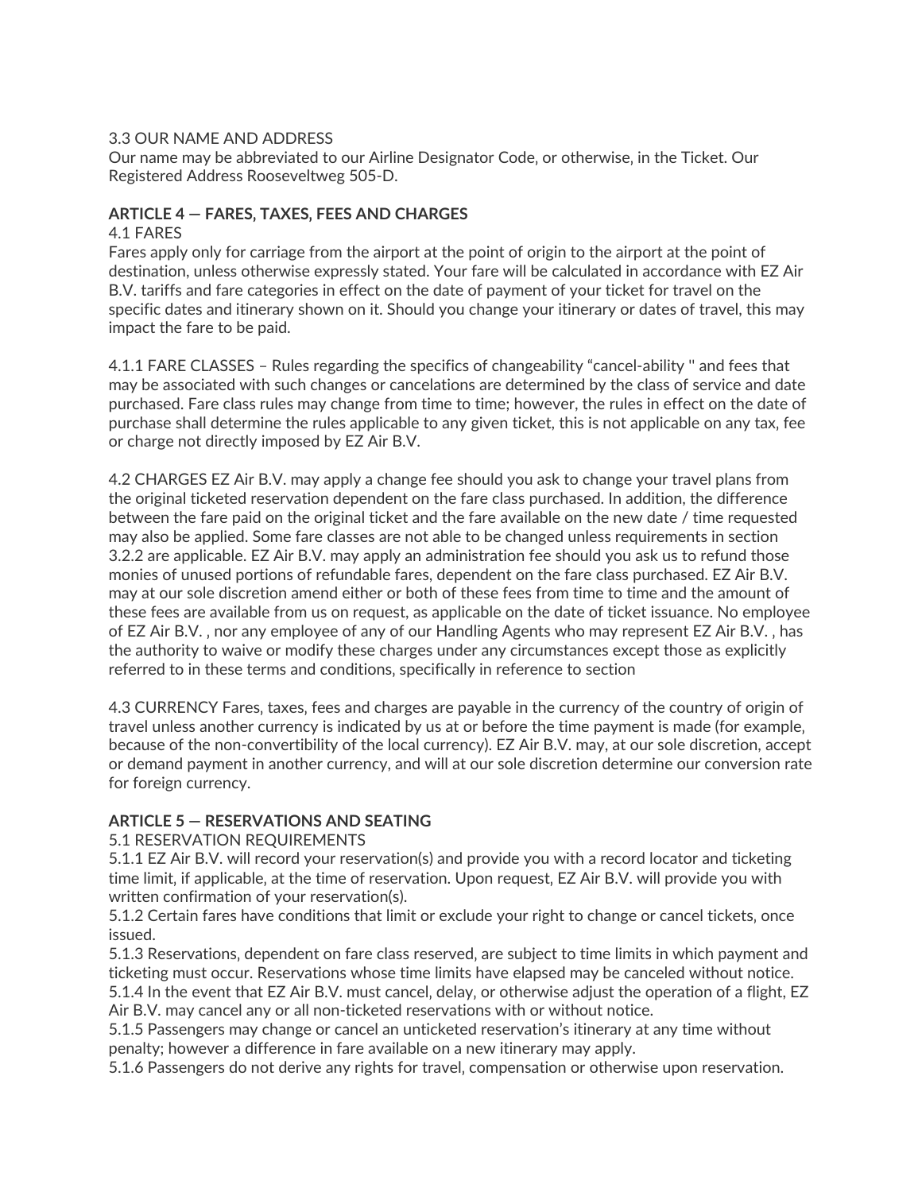3.3 OUR NAME AND ADDRESS
Our name may be abbreviated to our Airline Designator Code, or otherwise, in the Ticket. Our Registered Address Rooseveltweg 505-D.

**ARTICLE 4 — FARES, TAXES, FEES AND CHARGES**

4.1 FARES
Fares apply only for carriage from the airport at the point of origin to the airport at the point of destination, unless otherwise expressly stated. Your fare will be calculated in accordance with EZ Air B.V. tariffs and fare categories in effect on the date of payment of your ticket for travel on the specific dates and itinerary shown on it. Should you change your itinerary or dates of travel, this may impact the fare to be paid.

4.1.1 FARE CLASSES – Rules regarding the specifics of changeability "cancel-ability " and fees that may be associated with such changes or cancelations are determined by the class of service and date purchased. Fare class rules may change from time to time; however, the rules in effect on the date of purchase shall determine the rules applicable to any given ticket, this is not applicable on any tax, fee or charge not directly imposed by EZ Air B.V.

4.2 CHARGES EZ Air B.V. may apply a change fee should you ask to change your travel plans from the original ticketed reservation dependent on the fare class purchased. In addition, the difference between the fare paid on the original ticket and the fare available on the new date / time requested may also be applied. Some fare classes are not able to be changed unless requirements in section 3.2.2 are applicable. EZ Air B.V. may apply an administration fee should you ask us to refund those monies of unused portions of refundable fares, dependent on the fare class purchased. EZ Air B.V. may at our sole discretion amend either or both of these fees from time to time and the amount of these fees are available from us on request, as applicable on the date of ticket issuance. No employee of EZ Air B.V. , nor any employee of any of our Handling Agents who may represent EZ Air B.V. , has the authority to waive or modify these charges under any circumstances except those as explicitly referred to in these terms and conditions, specifically in reference to section

4.3 CURRENCY Fares, taxes, fees and charges are payable in the currency of the country of origin of travel unless another currency is indicated by us at or before the time payment is made (for example, because of the non-convertibility of the local currency). EZ Air B.V. may, at our sole discretion, accept or demand payment in another currency, and will at our sole discretion determine our conversion rate for foreign currency.

**ARTICLE 5 — RESERVATIONS AND SEATING**

5.1 RESERVATION REQUIREMENTS
5.1.1 EZ Air B.V. will record your reservation(s) and provide you with a record locator and ticketing time limit, if applicable, at the time of reservation. Upon request, EZ Air B.V. will provide you with written confirmation of your reservation(s).
5.1.2 Certain fares have conditions that limit or exclude your right to change or cancel tickets, once issued.
5.1.3 Reservations, dependent on fare class reserved, are subject to time limits in which payment and ticketing must occur. Reservations whose time limits have elapsed may be canceled without notice.
5.1.4 In the event that EZ Air B.V. must cancel, delay, or otherwise adjust the operation of a flight, EZ Air B.V. may cancel any or all non-ticketed reservations with or without notice.
5.1.5 Passengers may change or cancel an unticketed reservation's itinerary at any time without penalty; however a difference in fare available on a new itinerary may apply.
5.1.6 Passengers do not derive any rights for travel, compensation or otherwise upon reservation.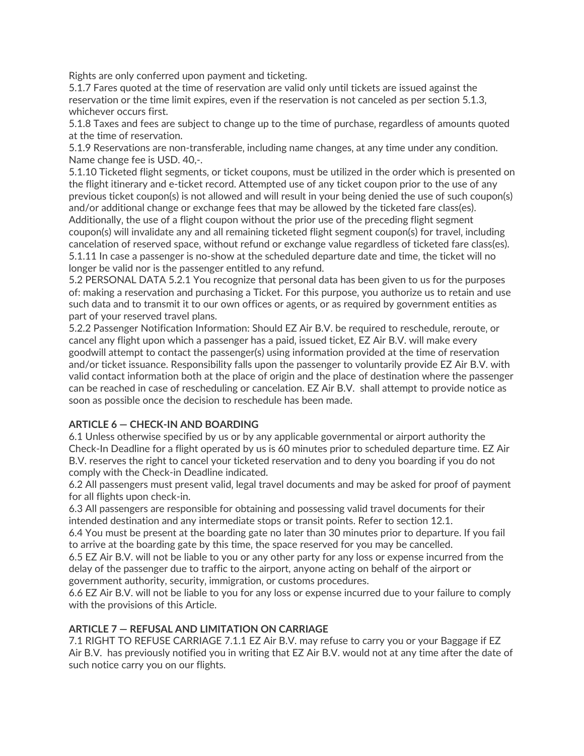Rights are only conferred upon payment and ticketing.

5.1.7 Fares quoted at the time of reservation are valid only until tickets are issued against the reservation or the time limit expires, even if the reservation is not canceled as per section 5.1.3, whichever occurs first.

5.1.8 Taxes and fees are subject to change up to the time of purchase, regardless of amounts quoted at the time of reservation.

5.1.9 Reservations are non-transferable, including name changes, at any time under any condition. Name change fee is USD. 40,-.

5.1.10 Ticketed flight segments, or ticket coupons, must be utilized in the order which is presented on the flight itinerary and e-ticket record. Attempted use of any ticket coupon prior to the use of any previous ticket coupon(s) is not allowed and will result in your being denied the use of such coupon(s) and/or additional change or exchange fees that may be allowed by the ticketed fare class(es). Additionally, the use of a flight coupon without the prior use of the preceding flight segment coupon(s) will invalidate any and all remaining ticketed flight segment coupon(s) for travel, including cancelation of reserved space, without refund or exchange value regardless of ticketed fare class(es).

5.1.11 In case a passenger is no-show at the scheduled departure date and time, the ticket will no longer be valid nor is the passenger entitled to any refund.

5.2 PERSONAL DATA 5.2.1 You recognize that personal data has been given to us for the purposes of: making a reservation and purchasing a Ticket. For this purpose, you authorize us to retain and use such data and to transmit it to our own offices or agents, or as required by government entities as part of your reserved travel plans.

5.2.2 Passenger Notification Information: Should EZ Air B.V. be required to reschedule, reroute, or cancel any flight upon which a passenger has a paid, issued ticket, EZ Air B.V. will make every goodwill attempt to contact the passenger(s) using information provided at the time of reservation and/or ticket issuance. Responsibility falls upon the passenger to voluntarily provide EZ Air B.V. with valid contact information both at the place of origin and the place of destination where the passenger can be reached in case of rescheduling or cancelation. EZ Air B.V. shall attempt to provide notice as soon as possible once the decision to reschedule has been made.

**ARTICLE 6 — CHECK-IN AND BOARDING**

6.1 Unless otherwise specified by us or by any applicable governmental or airport authority the Check-In Deadline for a flight operated by us is 60 minutes prior to scheduled departure time. EZ Air B.V. reserves the right to cancel your ticketed reservation and to deny you boarding if you do not comply with the Check-in Deadline indicated.

6.2 All passengers must present valid, legal travel documents and may be asked for proof of payment for all flights upon check-in.

6.3 All passengers are responsible for obtaining and possessing valid travel documents for their intended destination and any intermediate stops or transit points. Refer to section 12.1.

6.4 You must be present at the boarding gate no later than 30 minutes prior to departure. If you fail to arrive at the boarding gate by this time, the space reserved for you may be cancelled.

6.5 EZ Air B.V. will not be liable to you or any other party for any loss or expense incurred from the delay of the passenger due to traffic to the airport, anyone acting on behalf of the airport or government authority, security, immigration, or customs procedures.

6.6 EZ Air B.V. will not be liable to you for any loss or expense incurred due to your failure to comply with the provisions of this Article.

**ARTICLE 7 — REFUSAL AND LIMITATION ON CARRIAGE**

7.1 RIGHT TO REFUSE CARRIAGE 7.1.1 EZ Air B.V. may refuse to carry you or your Baggage if EZ Air B.V. has previously notified you in writing that EZ Air B.V. would not at any time after the date of such notice carry you on our flights.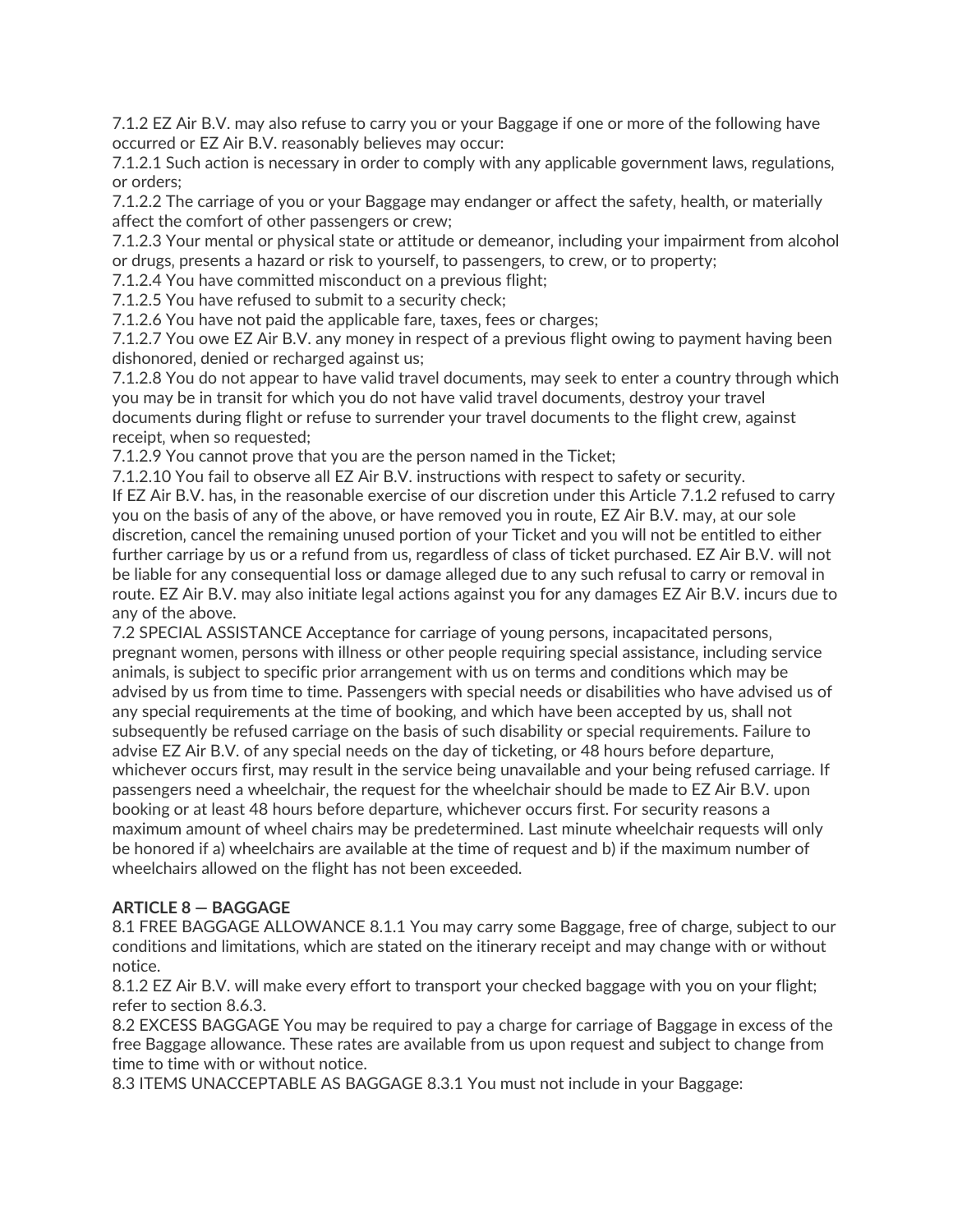7.1.2 EZ Air B.V. may also refuse to carry you or your Baggage if one or more of the following have occurred or EZ Air B.V. reasonably believes may occur:

7.1.2.1 Such action is necessary in order to comply with any applicable government laws, regulations, or orders;

7.1.2.2 The carriage of you or your Baggage may endanger or affect the safety, health, or materially affect the comfort of other passengers or crew;

7.1.2.3 Your mental or physical state or attitude or demeanor, including your impairment from alcohol or drugs, presents a hazard or risk to yourself, to passengers, to crew, or to property;

7.1.2.4 You have committed misconduct on a previous flight;

7.1.2.5 You have refused to submit to a security check;

7.1.2.6 You have not paid the applicable fare, taxes, fees or charges;

7.1.2.7 You owe EZ Air B.V. any money in respect of a previous flight owing to payment having been dishonored, denied or recharged against us;

7.1.2.8 You do not appear to have valid travel documents, may seek to enter a country through which you may be in transit for which you do not have valid travel documents, destroy your travel documents during flight or refuse to surrender your travel documents to the flight crew, against receipt, when so requested;

7.1.2.9 You cannot prove that you are the person named in the Ticket;

7.1.2.10 You fail to observe all EZ Air B.V. instructions with respect to safety or security.

If EZ Air B.V. has, in the reasonable exercise of our discretion under this Article 7.1.2 refused to carry you on the basis of any of the above, or have removed you in route, EZ Air B.V. may, at our sole discretion, cancel the remaining unused portion of your Ticket and you will not be entitled to either further carriage by us or a refund from us, regardless of class of ticket purchased. EZ Air B.V. will not be liable for any consequential loss or damage alleged due to any such refusal to carry or removal in route. EZ Air B.V. may also initiate legal actions against you for any damages EZ Air B.V. incurs due to any of the above.

7.2 SPECIAL ASSISTANCE Acceptance for carriage of young persons, incapacitated persons, pregnant women, persons with illness or other people requiring special assistance, including service animals, is subject to specific prior arrangement with us on terms and conditions which may be advised by us from time to time. Passengers with special needs or disabilities who have advised us of any special requirements at the time of booking, and which have been accepted by us, shall not subsequently be refused carriage on the basis of such disability or special requirements. Failure to advise EZ Air B.V. of any special needs on the day of ticketing, or 48 hours before departure, whichever occurs first, may result in the service being unavailable and your being refused carriage. If passengers need a wheelchair, the request for the wheelchair should be made to EZ Air B.V. upon booking or at least 48 hours before departure, whichever occurs first. For security reasons a maximum amount of wheel chairs may be predetermined. Last minute wheelchair requests will only be honored if a) wheelchairs are available at the time of request and b) if the maximum number of wheelchairs allowed on the flight has not been exceeded.

**ARTICLE 8 — BAGGAGE**

8.1 FREE BAGGAGE ALLOWANCE 8.1.1 You may carry some Baggage, free of charge, subject to our conditions and limitations, which are stated on the itinerary receipt and may change with or without notice.

8.1.2 EZ Air B.V. will make every effort to transport your checked baggage with you on your flight; refer to section 8.6.3.

8.2 EXCESS BAGGAGE You may be required to pay a charge for carriage of Baggage in excess of the free Baggage allowance. These rates are available from us upon request and subject to change from time to time with or without notice.

8.3 ITEMS UNACCEPTABLE AS BAGGAGE 8.3.1 You must not include in your Baggage: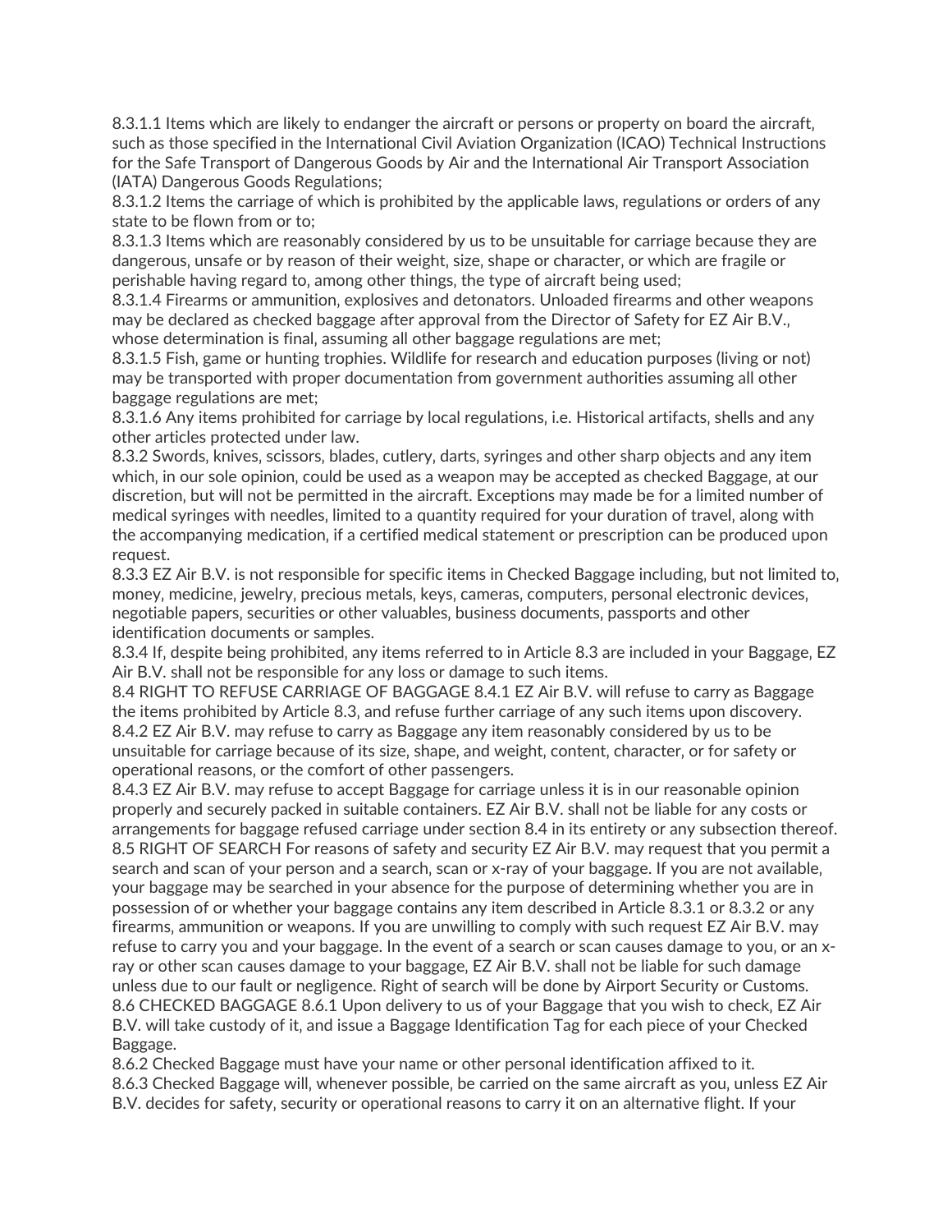8.3.1.1 Items which are likely to endanger the aircraft or persons or property on board the aircraft, such as those specified in the International Civil Aviation Organization (ICAO) Technical Instructions for the Safe Transport of Dangerous Goods by Air and the International Air Transport Association (IATA) Dangerous Goods Regulations;

8.3.1.2 Items the carriage of which is prohibited by the applicable laws, regulations or orders of any state to be flown from or to;

8.3.1.3 Items which are reasonably considered by us to be unsuitable for carriage because they are dangerous, unsafe or by reason of their weight, size, shape or character, or which are fragile or perishable having regard to, among other things, the type of aircraft being used;

8.3.1.4 Firearms or ammunition, explosives and detonators. Unloaded firearms and other weapons may be declared as checked baggage after approval from the Director of Safety for EZ Air B.V., whose determination is final, assuming all other baggage regulations are met;

8.3.1.5 Fish, game or hunting trophies. Wildlife for research and education purposes (living or not) may be transported with proper documentation from government authorities assuming all other baggage regulations are met;

8.3.1.6 Any items prohibited for carriage by local regulations, i.e. Historical artifacts, shells and any other articles protected under law.

8.3.2 Swords, knives, scissors, blades, cutlery, darts, syringes and other sharp objects and any item which, in our sole opinion, could be used as a weapon may be accepted as checked Baggage, at our discretion, but will not be permitted in the aircraft. Exceptions may made be for a limited number of medical syringes with needles, limited to a quantity required for your duration of travel, along with the accompanying medication, if a certified medical statement or prescription can be produced upon request.

8.3.3 EZ Air B.V. is not responsible for specific items in Checked Baggage including, but not limited to, money, medicine, jewelry, precious metals, keys, cameras, computers, personal electronic devices, negotiable papers, securities or other valuables, business documents, passports and other identification documents or samples.

8.3.4 If, despite being prohibited, any items referred to in Article 8.3 are included in your Baggage, EZ Air B.V. shall not be responsible for any loss or damage to such items.

8.4 RIGHT TO REFUSE CARRIAGE OF BAGGAGE 8.4.1 EZ Air B.V. will refuse to carry as Baggage the items prohibited by Article 8.3, and refuse further carriage of any such items upon discovery.

8.4.2 EZ Air B.V. may refuse to carry as Baggage any item reasonably considered by us to be unsuitable for carriage because of its size, shape, and weight, content, character, or for safety or operational reasons, or the comfort of other passengers.

8.4.3 EZ Air B.V. may refuse to accept Baggage for carriage unless it is in our reasonable opinion properly and securely packed in suitable containers. EZ Air B.V. shall not be liable for any costs or arrangements for baggage refused carriage under section 8.4 in its entirety or any subsection thereof.

8.5 RIGHT OF SEARCH For reasons of safety and security EZ Air B.V. may request that you permit a search and scan of your person and a search, scan or x-ray of your baggage. If you are not available, your baggage may be searched in your absence for the purpose of determining whether you are in possession of or whether your baggage contains any item described in Article 8.3.1 or 8.3.2 or any firearms, ammunition or weapons. If you are unwilling to comply with such request EZ Air B.V. may refuse to carry you and your baggage. In the event of a search or scan causes damage to you, or an x-ray or other scan causes damage to your baggage, EZ Air B.V. shall not be liable for such damage unless due to our fault or negligence. Right of search will be done by Airport Security or Customs.

8.6 CHECKED BAGGAGE 8.6.1 Upon delivery to us of your Baggage that you wish to check, EZ Air B.V. will take custody of it, and issue a Baggage Identification Tag for each piece of your Checked Baggage.

8.6.2 Checked Baggage must have your name or other personal identification affixed to it.

8.6.3 Checked Baggage will, whenever possible, be carried on the same aircraft as you, unless EZ Air B.V. decides for safety, security or operational reasons to carry it on an alternative flight. If your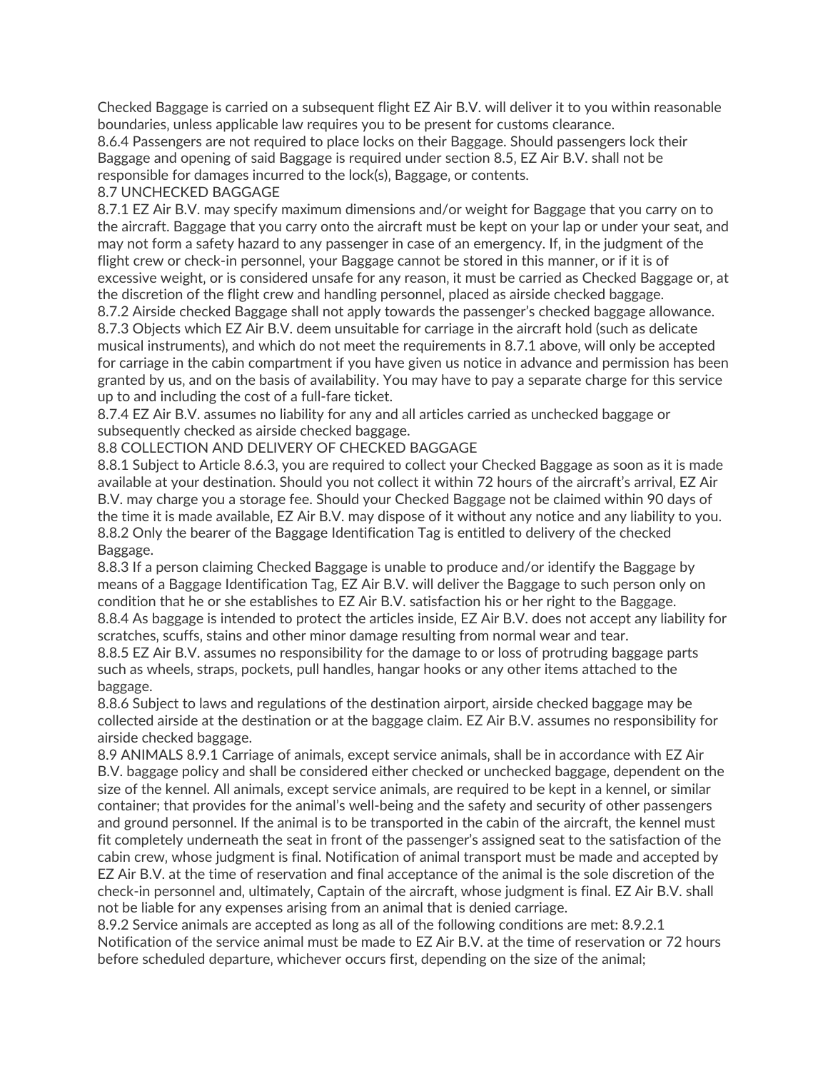Checked Baggage is carried on a subsequent flight EZ Air B.V. will deliver it to you within reasonable boundaries, unless applicable law requires you to be present for customs clearance.
8.6.4 Passengers are not required to place locks on their Baggage. Should passengers lock their Baggage and opening of said Baggage is required under section 8.5, EZ Air B.V. shall not be responsible for damages incurred to the lock(s), Baggage, or contents.
8.7 UNCHECKED BAGGAGE
8.7.1 EZ Air B.V. may specify maximum dimensions and/or weight for Baggage that you carry on to the aircraft. Baggage that you carry onto the aircraft must be kept on your lap or under your seat, and may not form a safety hazard to any passenger in case of an emergency. If, in the judgment of the flight crew or check-in personnel, your Baggage cannot be stored in this manner, or if it is of excessive weight, or is considered unsafe for any reason, it must be carried as Checked Baggage or, at the discretion of the flight crew and handling personnel, placed as airside checked baggage.
8.7.2 Airside checked Baggage shall not apply towards the passenger's checked baggage allowance.
8.7.3 Objects which EZ Air B.V. deem unsuitable for carriage in the aircraft hold (such as delicate musical instruments), and which do not meet the requirements in 8.7.1 above, will only be accepted for carriage in the cabin compartment if you have given us notice in advance and permission has been granted by us, and on the basis of availability. You may have to pay a separate charge for this service up to and including the cost of a full-fare ticket.
8.7.4 EZ Air B.V. assumes no liability for any and all articles carried as unchecked baggage or subsequently checked as airside checked baggage.
8.8 COLLECTION AND DELIVERY OF CHECKED BAGGAGE
8.8.1 Subject to Article 8.6.3, you are required to collect your Checked Baggage as soon as it is made available at your destination. Should you not collect it within 72 hours of the aircraft's arrival, EZ Air B.V. may charge you a storage fee. Should your Checked Baggage not be claimed within 90 days of the time it is made available, EZ Air B.V. may dispose of it without any notice and any liability to you.
8.8.2 Only the bearer of the Baggage Identification Tag is entitled to delivery of the checked Baggage.
8.8.3 If a person claiming Checked Baggage is unable to produce and/or identify the Baggage by means of a Baggage Identification Tag, EZ Air B.V. will deliver the Baggage to such person only on condition that he or she establishes to EZ Air B.V. satisfaction his or her right to the Baggage.
8.8.4 As baggage is intended to protect the articles inside, EZ Air B.V. does not accept any liability for scratches, scuffs, stains and other minor damage resulting from normal wear and tear.
8.8.5 EZ Air B.V. assumes no responsibility for the damage to or loss of protruding baggage parts such as wheels, straps, pockets, pull handles, hangar hooks or any other items attached to the baggage.
8.8.6 Subject to laws and regulations of the destination airport, airside checked baggage may be collected airside at the destination or at the baggage claim. EZ Air B.V. assumes no responsibility for airside checked baggage.
8.9 ANIMALS 8.9.1 Carriage of animals, except service animals, shall be in accordance with EZ Air B.V. baggage policy and shall be considered either checked or unchecked baggage, dependent on the size of the kennel. All animals, except service animals, are required to be kept in a kennel, or similar container; that provides for the animal's well-being and the safety and security of other passengers and ground personnel. If the animal is to be transported in the cabin of the aircraft, the kennel must fit completely underneath the seat in front of the passenger's assigned seat to the satisfaction of the cabin crew, whose judgment is final. Notification of animal transport must be made and accepted by EZ Air B.V. at the time of reservation and final acceptance of the animal is the sole discretion of the check-in personnel and, ultimately, Captain of the aircraft, whose judgment is final. EZ Air B.V. shall not be liable for any expenses arising from an animal that is denied carriage.
8.9.2 Service animals are accepted as long as all of the following conditions are met: 8.9.2.1 Notification of the service animal must be made to EZ Air B.V. at the time of reservation or 72 hours before scheduled departure, whichever occurs first, depending on the size of the animal;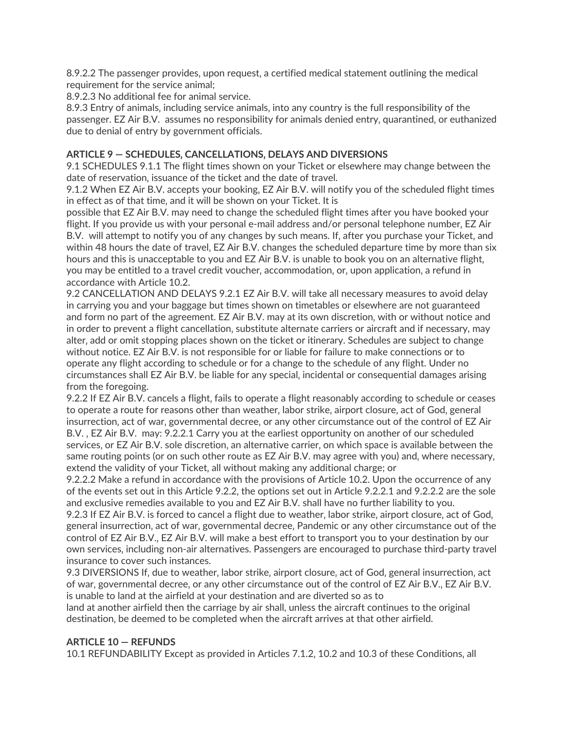8.9.2.2 The passenger provides, upon request, a certified medical statement outlining the medical requirement for the service animal;
8.9.2.3 No additional fee for animal service.
8.9.3 Entry of animals, including service animals, into any country is the full responsibility of the passenger. EZ Air B.V. assumes no responsibility for animals denied entry, quarantined, or euthanized due to denial of entry by government officials.

**ARTICLE 9 — SCHEDULES, CANCELLATIONS, DELAYS AND DIVERSIONS**
9.1 SCHEDULES 9.1.1 The flight times shown on your Ticket or elsewhere may change between the date of reservation, issuance of the ticket and the date of travel.
9.1.2 When EZ Air B.V. accepts your booking, EZ Air B.V. will notify you of the scheduled flight times in effect as of that time, and it will be shown on your Ticket. It is possible that EZ Air B.V. may need to change the scheduled flight times after you have booked your flight. If you provide us with your personal e-mail address and/or personal telephone number, EZ Air B.V. will attempt to notify you of any changes by such means. If, after you purchase your Ticket, and within 48 hours the date of travel, EZ Air B.V. changes the scheduled departure time by more than six hours and this is unacceptable to you and EZ Air B.V. is unable to book you on an alternative flight, you may be entitled to a travel credit voucher, accommodation, or, upon application, a refund in accordance with Article 10.2.
9.2 CANCELLATION AND DELAYS 9.2.1 EZ Air B.V. will take all necessary measures to avoid delay in carrying you and your baggage but times shown on timetables or elsewhere are not guaranteed and form no part of the agreement. EZ Air B.V. may at its own discretion, with or without notice and in order to prevent a flight cancellation, substitute alternate carriers or aircraft and if necessary, may alter, add or omit stopping places shown on the ticket or itinerary. Schedules are subject to change without notice. EZ Air B.V. is not responsible for or liable for failure to make connections or to operate any flight according to schedule or for a change to the schedule of any flight. Under no circumstances shall EZ Air B.V. be liable for any special, incidental or consequential damages arising from the foregoing.
9.2.2 If EZ Air B.V. cancels a flight, fails to operate a flight reasonably according to schedule or ceases to operate a route for reasons other than weather, labor strike, airport closure, act of God, general insurrection, act of war, governmental decree, or any other circumstance out of the control of EZ Air B.V. , EZ Air B.V. may: 9.2.2.1 Carry you at the earliest opportunity on another of our scheduled services, or EZ Air B.V. sole discretion, an alternative carrier, on which space is available between the same routing points (or on such other route as EZ Air B.V. may agree with you) and, where necessary, extend the validity of your Ticket, all without making any additional charge; or
9.2.2.2 Make a refund in accordance with the provisions of Article 10.2. Upon the occurrence of any of the events set out in this Article 9.2.2, the options set out in Article 9.2.2.1 and 9.2.2.2 are the sole and exclusive remedies available to you and EZ Air B.V. shall have no further liability to you.
9.2.3 If EZ Air B.V. is forced to cancel a flight due to weather, labor strike, airport closure, act of God, general insurrection, act of war, governmental decree, Pandemic or any other circumstance out of the control of EZ Air B.V., EZ Air B.V. will make a best effort to transport you to your destination by our own services, including non-air alternatives. Passengers are encouraged to purchase third-party travel insurance to cover such instances.
9.3 DIVERSIONS If, due to weather, labor strike, airport closure, act of God, general insurrection, act of war, governmental decree, or any other circumstance out of the control of EZ Air B.V., EZ Air B.V. is unable to land at the airfield at your destination and are diverted so as to land at another airfield then the carriage by air shall, unless the aircraft continues to the original destination, be deemed to be completed when the aircraft arrives at that other airfield.

**ARTICLE 10 — REFUNDS**
10.1 REFUNDABILITY Except as provided in Articles 7.1.2, 10.2 and 10.3 of these Conditions, all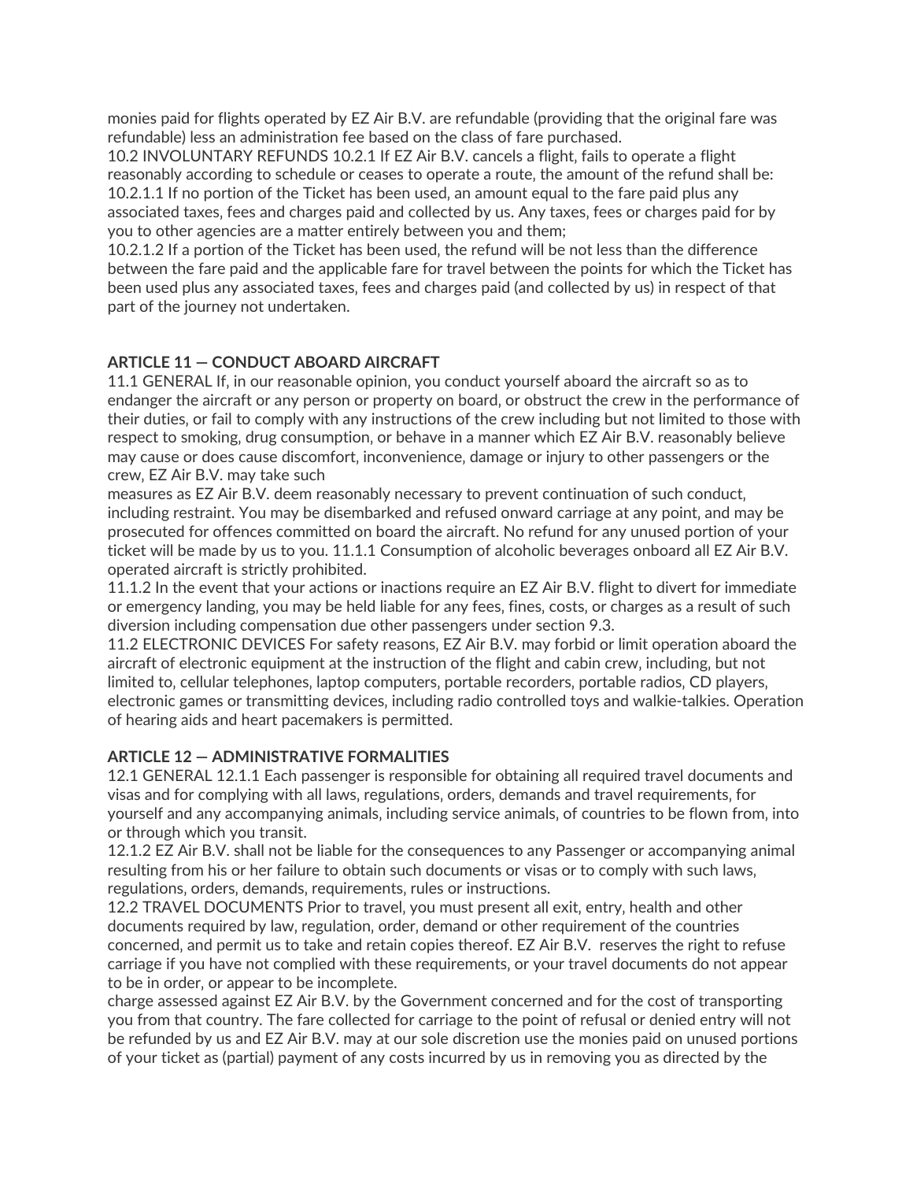monies paid for flights operated by EZ Air B.V. are refundable (providing that the original fare was refundable) less an administration fee based on the class of fare purchased.
10.2 INVOLUNTARY REFUNDS 10.2.1 If EZ Air B.V. cancels a flight, fails to operate a flight reasonably according to schedule or ceases to operate a route, the amount of the refund shall be:
10.2.1.1 If no portion of the Ticket has been used, an amount equal to the fare paid plus any associated taxes, fees and charges paid and collected by us. Any taxes, fees or charges paid for by you to other agencies are a matter entirely between you and them;
10.2.1.2 If a portion of the Ticket has been used, the refund will be not less than the difference between the fare paid and the applicable fare for travel between the points for which the Ticket has been used plus any associated taxes, fees and charges paid (and collected by us) in respect of that part of the journey not undertaken.

**ARTICLE 11 — CONDUCT ABOARD AIRCRAFT**
11.1 GENERAL If, in our reasonable opinion, you conduct yourself aboard the aircraft so as to endanger the aircraft or any person or property on board, or obstruct the crew in the performance of their duties, or fail to comply with any instructions of the crew including but not limited to those with respect to smoking, drug consumption, or behave in a manner which EZ Air B.V. reasonably believe may cause or does cause discomfort, inconvenience, damage or injury to other passengers or the crew, EZ Air B.V. may take such
measures as EZ Air B.V. deem reasonably necessary to prevent continuation of such conduct, including restraint. You may be disembarked and refused onward carriage at any point, and may be prosecuted for offences committed on board the aircraft. No refund for any unused portion of your ticket will be made by us to you. 11.1.1 Consumption of alcoholic beverages onboard all EZ Air B.V. operated aircraft is strictly prohibited.
11.1.2 In the event that your actions or inactions require an EZ Air B.V. flight to divert for immediate or emergency landing, you may be held liable for any fees, fines, costs, or charges as a result of such diversion including compensation due other passengers under section 9.3.
11.2 ELECTRONIC DEVICES For safety reasons, EZ Air B.V. may forbid or limit operation aboard the aircraft of electronic equipment at the instruction of the flight and cabin crew, including, but not limited to, cellular telephones, laptop computers, portable recorders, portable radios, CD players, electronic games or transmitting devices, including radio controlled toys and walkie-talkies. Operation of hearing aids and heart pacemakers is permitted.

**ARTICLE 12 — ADMINISTRATIVE FORMALITIES**
12.1 GENERAL 12.1.1 Each passenger is responsible for obtaining all required travel documents and visas and for complying with all laws, regulations, orders, demands and travel requirements, for yourself and any accompanying animals, including service animals, of countries to be flown from, into or through which you transit.
12.1.2 EZ Air B.V. shall not be liable for the consequences to any Passenger or accompanying animal resulting from his or her failure to obtain such documents or visas or to comply with such laws, regulations, orders, demands, requirements, rules or instructions.
12.2 TRAVEL DOCUMENTS Prior to travel, you must present all exit, entry, health and other documents required by law, regulation, order, demand or other requirement of the countries concerned, and permit us to take and retain copies thereof. EZ Air B.V. reserves the right to refuse carriage if you have not complied with these requirements, or your travel documents do not appear to be in order, or appear to be incomplete.
charge assessed against EZ Air B.V. by the Government concerned and for the cost of transporting you from that country. The fare collected for carriage to the point of refusal or denied entry will not be refunded by us and EZ Air B.V. may at our sole discretion use the monies paid on unused portions of your ticket as (partial) payment of any costs incurred by us in removing you as directed by the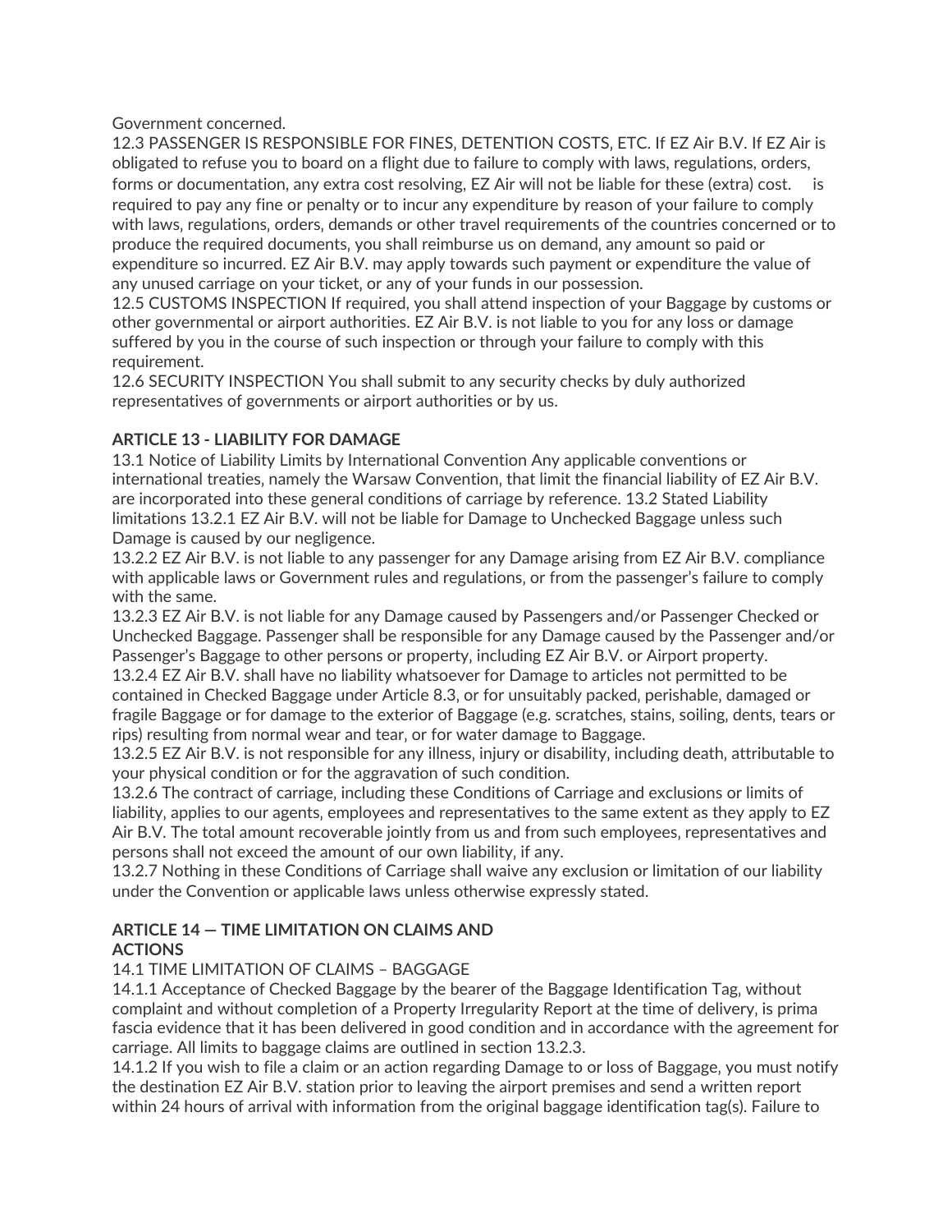Government concerned.

12.3 PASSENGER IS RESPONSIBLE FOR FINES, DETENTION COSTS, ETC. If EZ Air B.V. If EZ Air is obligated to refuse you to board on a flight due to failure to comply with laws, regulations, orders, forms or documentation, any extra cost resolving, EZ Air will not be liable for these (extra) cost. is required to pay any fine or penalty or to incur any expenditure by reason of your failure to comply with laws, regulations, orders, demands or other travel requirements of the countries concerned or to produce the required documents, you shall reimburse us on demand, any amount so paid or expenditure so incurred. EZ Air B.V. may apply towards such payment or expenditure the value of any unused carriage on your ticket, or any of your funds in our possession.

12.5 CUSTOMS INSPECTION If required, you shall attend inspection of your Baggage by customs or other governmental or airport authorities. EZ Air B.V. is not liable to you for any loss or damage suffered by you in the course of such inspection or through your failure to comply with this requirement.

12.6 SECURITY INSPECTION You shall submit to any security checks by duly authorized representatives of governments or airport authorities or by us.

**ARTICLE 13 - LIABILITY FOR DAMAGE**

13.1 Notice of Liability Limits by International Convention Any applicable conventions or international treaties, namely the Warsaw Convention, that limit the financial liability of EZ Air B.V. are incorporated into these general conditions of carriage by reference. 13.2 Stated Liability limitations 13.2.1 EZ Air B.V. will not be liable for Damage to Unchecked Baggage unless such Damage is caused by our negligence.

13.2.2 EZ Air B.V. is not liable to any passenger for any Damage arising from EZ Air B.V. compliance with applicable laws or Government rules and regulations, or from the passenger's failure to comply with the same.

13.2.3 EZ Air B.V. is not liable for any Damage caused by Passengers and/or Passenger Checked or Unchecked Baggage. Passenger shall be responsible for any Damage caused by the Passenger and/or Passenger's Baggage to other persons or property, including EZ Air B.V. or Airport property.

13.2.4 EZ Air B.V. shall have no liability whatsoever for Damage to articles not permitted to be contained in Checked Baggage under Article 8.3, or for unsuitably packed, perishable, damaged or fragile Baggage or for damage to the exterior of Baggage (e.g. scratches, stains, soiling, dents, tears or rips) resulting from normal wear and tear, or for water damage to Baggage.

13.2.5 EZ Air B.V. is not responsible for any illness, injury or disability, including death, attributable to your physical condition or for the aggravation of such condition.

13.2.6 The contract of carriage, including these Conditions of Carriage and exclusions or limits of liability, applies to our agents, employees and representatives to the same extent as they apply to EZ Air B.V. The total amount recoverable jointly from us and from such employees, representatives and persons shall not exceed the amount of our own liability, if any.

13.2.7 Nothing in these Conditions of Carriage shall waive any exclusion or limitation of our liability under the Convention or applicable laws unless otherwise expressly stated.

**ARTICLE 14 — TIME LIMITATION ON CLAIMS AND ACTIONS**

14.1 TIME LIMITATION OF CLAIMS – BAGGAGE

14.1.1 Acceptance of Checked Baggage by the bearer of the Baggage Identification Tag, without complaint and without completion of a Property Irregularity Report at the time of delivery, is prima fascia evidence that it has been delivered in good condition and in accordance with the agreement for carriage. All limits to baggage claims are outlined in section 13.2.3.

14.1.2 If you wish to file a claim or an action regarding Damage to or loss of Baggage, you must notify the destination EZ Air B.V. station prior to leaving the airport premises and send a written report within 24 hours of arrival with information from the original baggage identification tag(s). Failure to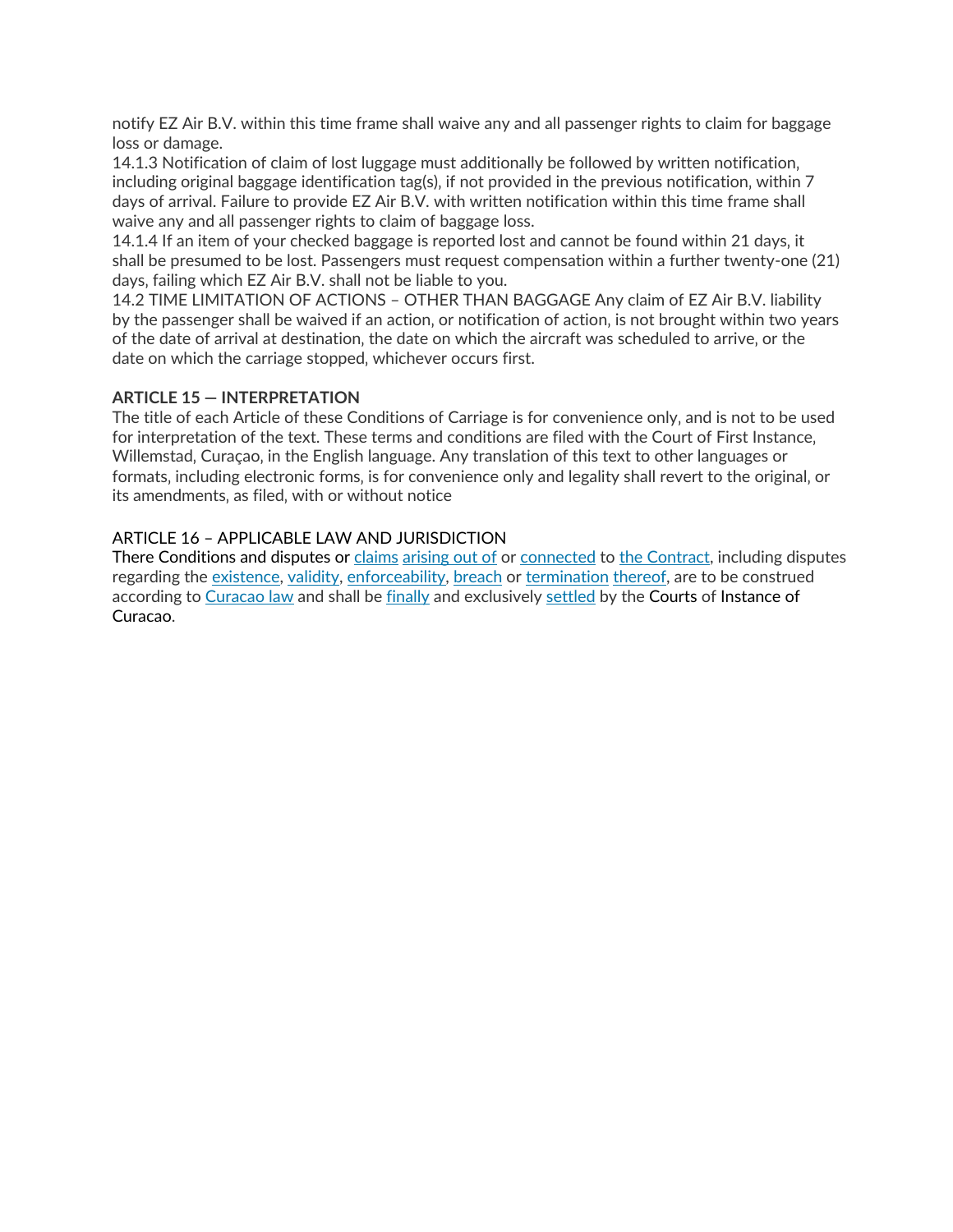notify EZ Air B.V. within this time frame shall waive any and all passenger rights to claim for baggage loss or damage.
14.1.3 Notification of claim of lost luggage must additionally be followed by written notification, including original baggage identification tag(s), if not provided in the previous notification, within 7 days of arrival. Failure to provide EZ Air B.V. with written notification within this time frame shall waive any and all passenger rights to claim of baggage loss.
14.1.4 If an item of your checked baggage is reported lost and cannot be found within 21 days, it shall be presumed to be lost. Passengers must request compensation within a further twenty-one (21) days, failing which EZ Air B.V. shall not be liable to you.
14.2 TIME LIMITATION OF ACTIONS – OTHER THAN BAGGAGE Any claim of EZ Air B.V. liability by the passenger shall be waived if an action, or notification of action, is not brought within two years of the date of arrival at destination, the date on which the aircraft was scheduled to arrive, or the date on which the carriage stopped, whichever occurs first.

**ARTICLE 15 — INTERPRETATION**
The title of each Article of these Conditions of Carriage is for convenience only, and is not to be used for interpretation of the text. These terms and conditions are filed with the Court of First Instance, Willemstad, Curaçao, in the English language. Any translation of this text to other languages or formats, including electronic forms, is for convenience only and legality shall revert to the original, or its amendments, as filed, with or without notice

ARTICLE 16 – APPLICABLE LAW AND JURISDICTION
There Conditions and disputes or claims arising out of or connected to the Contract, including disputes regarding the existence, validity, enforceability, breach or termination thereof, are to be construed according to Curacao law and shall be finally and exclusively settled by the Courts of Instance of Curacao.